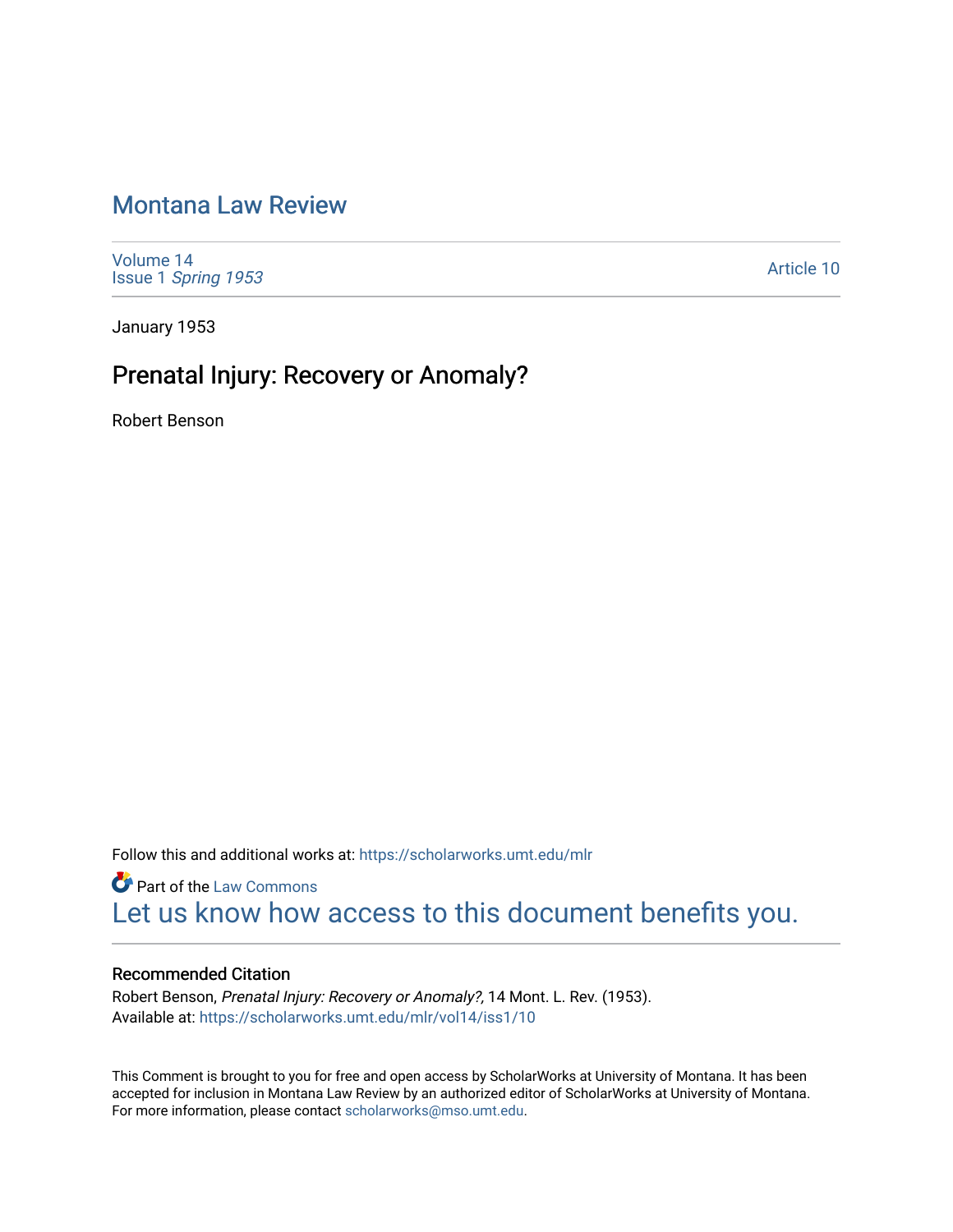# Montana Law Review

Volume 14
Issue 1 *Spring 1953*

Article 10

January 1953

## Prenatal Injury: Recovery or Anomaly?

Robert Benson

Follow this and additional works at: https://scholarworks.umt.edu/mlr

Part of the Law Commons

Let us know how access to this document benefits you.

### Recommended Citation

Robert Benson, *Prenatal Injury: Recovery or Anomaly?,* 14 Mont. L. Rev. (1953).
Available at: https://scholarworks.umt.edu/mlr/vol14/iss1/10

This Comment is brought to you for free and open access by ScholarWorks at University of Montana. It has been accepted for inclusion in Montana Law Review by an authorized editor of ScholarWorks at University of Montana. For more information, please contact scholarworks@mso.umt.edu.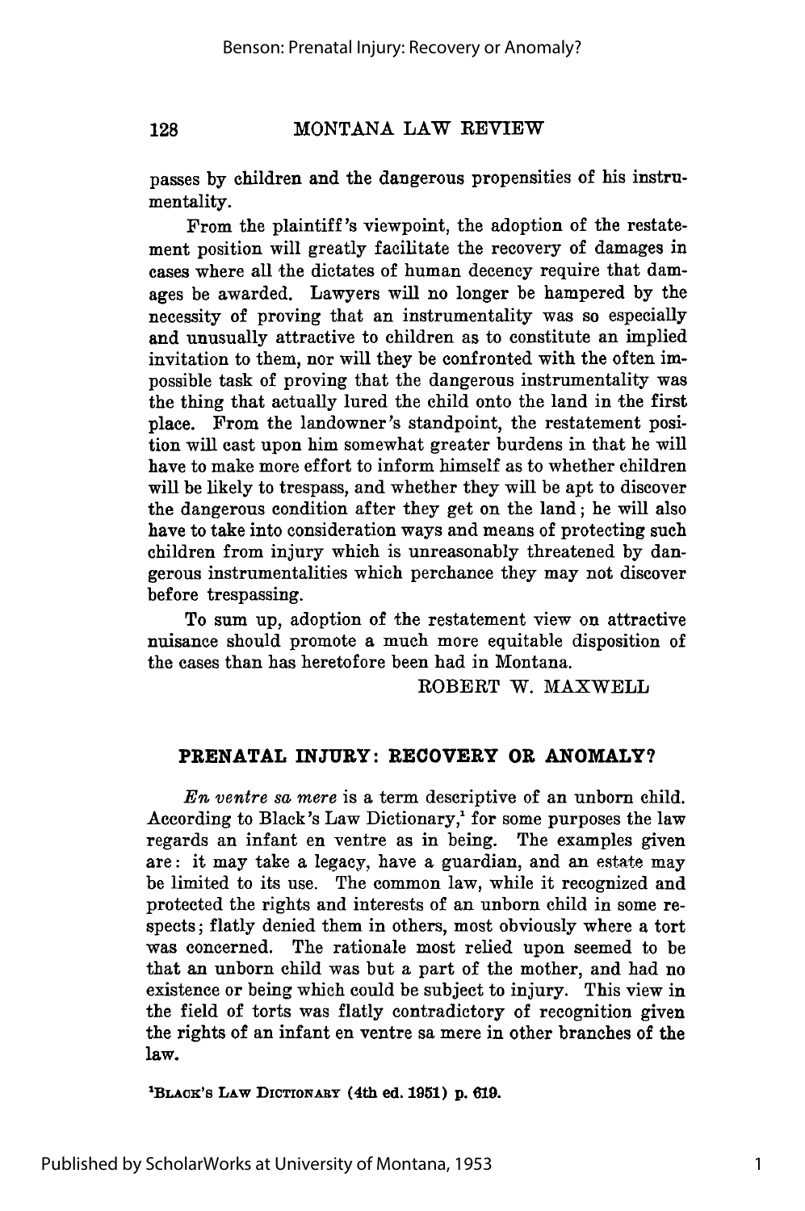passes by children and the dangerous propensities of his instrumentality.

From the plaintiff's viewpoint, the adoption of the restatement position will greatly facilitate the recovery of damages in cases where all the dictates of human decency require that damages be awarded. Lawyers will no longer be hampered by the necessity of proving that an instrumentality was so especially and unusually attractive to children as to constitute an implied invitation to them, nor will they be confronted with the often impossible task of proving that the dangerous instrumentality was the thing that actually lured the child onto the land in the first place. From the landowner's standpoint, the restatement position will cast upon him somewhat greater burdens in that he will have to make more effort to inform himself as to whether children will be likely to trespass, and whether they will be apt to discover the dangerous condition after they get on the land; he will also have to take into consideration ways and means of protecting such children from injury which is unreasonably threatened by dangerous instrumentalities which perchance they may not discover before trespassing.

To sum up, adoption of the restatement view on attractive nuisance should promote a much more equitable disposition of the cases than has heretofore been had in Montana.

ROBERT W. MAXWELL

## PRENATAL INJURY: RECOVERY OR ANOMALY?

*En ventre sa mere* is a term descriptive of an unborn child. According to Black's Law Dictionary,[1] for some purposes the law regards an infant en ventre as in being. The examples given are: it may take a legacy, have a guardian, and an estate may be limited to its use. The common law, while it recognized and protected the rights and interests of an unborn child in some respects; flatly denied them in others, most obviously where a tort was concerned. The rationale most relied upon seemed to be that an unborn child was but a part of the mother, and had no existence or being which could be subject to injury. This view in the field of torts was flatly contradictory of recognition given the rights of an infant en ventre sa mere in other branches of the law.

[1] BLACK'S LAW DICTIONARY (4th ed. 1951) p. 619.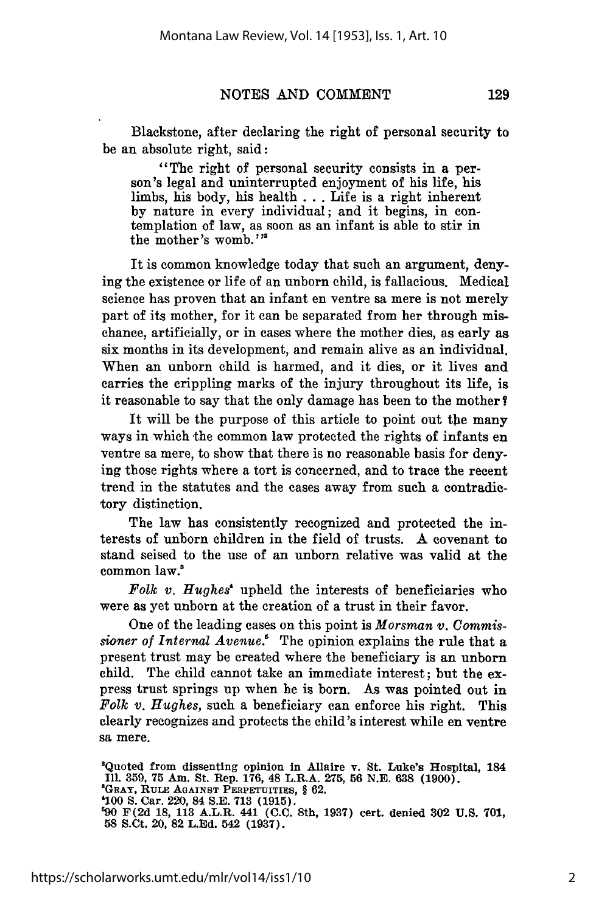Blackstone, after declaring the right of personal security to be an absolute right, said:

> "The right of personal security consists in a person's legal and uninterrupted enjoyment of his life, his limbs, his body, his health . . . Life is a right inherent by nature in every individual; and it begins, in contemplation of law, as soon as an infant is able to stir in the mother's womb."[2]

It is common knowledge today that such an argument, denying the existence or life of an unborn child, is fallacious. Medical science has proven that an infant en ventre sa mere is not merely part of its mother, for it can be separated from her through mischance, artificially, or in cases where the mother dies, as early as six months in its development, and remain alive as an individual. When an unborn child is harmed, and it dies, or it lives and carries the crippling marks of the injury throughout its life, is it reasonable to say that the only damage has been to the mother?

It will be the purpose of this article to point out the many ways in which the common law protected the rights of infants en ventre sa mere, to show that there is no reasonable basis for denying those rights where a tort is concerned, and to trace the recent trend in the statutes and the cases away from such a contradictory distinction.

The law has consistently recognized and protected the interests of unborn children in the field of trusts. A covenant to stand seised to the use of an unborn relative was valid at the common law.[3]

*Folk v. Hughes*[4] upheld the interests of beneficiaries who were as yet unborn at the creation of a trust in their favor.

One of the leading cases on this point is *Morsman v. Commissioner of Internal Avenue.*[5] The opinion explains the rule that a present trust may be created where the beneficiary is an unborn child. The child cannot take an immediate interest; but the express trust springs up when he is born. As was pointed out in *Folk v. Hughes,* such a beneficiary can enforce his right. This clearly recognizes and protects the child's interest while en ventre sa mere.

---

[2] Quoted from dissenting opinion in Allaire v. St. Luke's Hospital, 184 Ill. 359, 75 Am. St. Rep. 176, 48 L.R.A. 275, 56 N.E. 638 (1900).

[3] GRAY, RULE AGAINST PERPETUITIES, § 62.

[4] 100 S. Car. 220, 84 S.E. 713 (1915).

[5] 90 F(2d 18, 113 A.L.R. 441 (C.C. 8th, 1937) cert. denied 302 U.S. 701, 58 S.Ct. 20, 82 L.Ed. 542 (1937).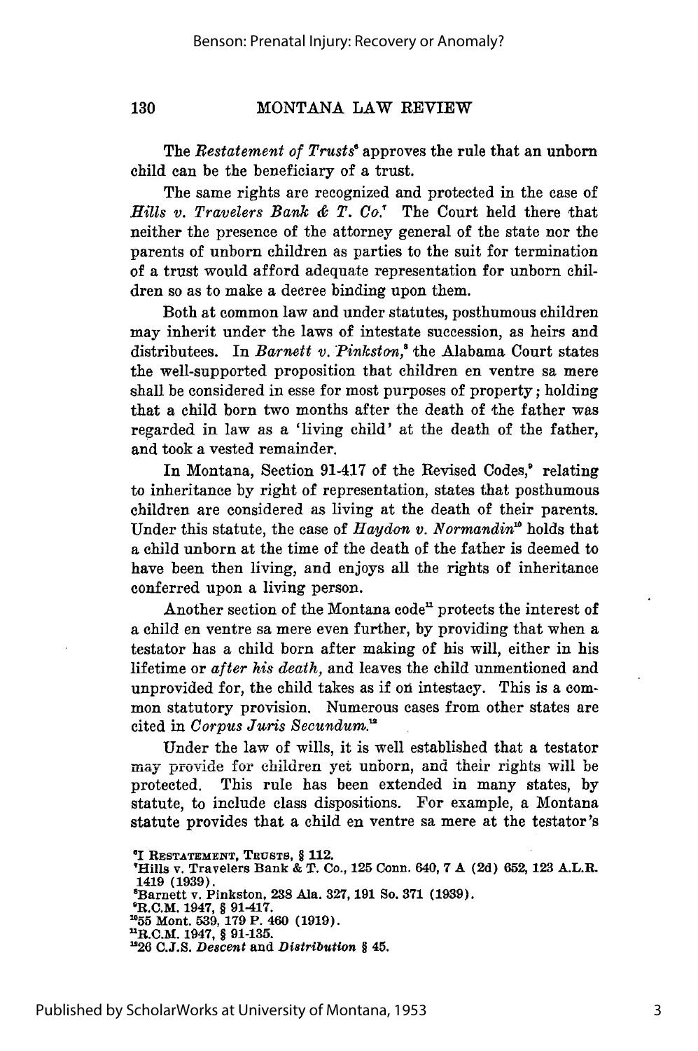The *Restatement of Trusts*[6] approves the rule that an unborn child can be the beneficiary of a trust.

The same rights are recognized and protected in the case of *Hills v. Travelers Bank & T. Co.*[7] The Court held there that neither the presence of the attorney general of the state nor the parents of unborn children as parties to the suit for termination of a trust would afford adequate representation for unborn children so as to make a decree binding upon them.

Both at common law and under statutes, posthumous children may inherit under the laws of intestate succession, as heirs and distributees. In *Barnett v. Pinkston*,[8] the Alabama Court states the well-supported proposition that children en ventre sa mere shall be considered in esse for most purposes of property; holding that a child born two months after the death of the father was regarded in law as a 'living child' at the death of the father, and took a vested remainder.

In Montana, Section 91-417 of the Revised Codes,[9] relating to inheritance by right of representation, states that posthumous children are considered as living at the death of their parents. Under this statute, the case of *Haydon v. Normandin*[10] holds that a child unborn at the time of the death of the father is deemed to have been then living, and enjoys all the rights of inheritance conferred upon a living person.

Another section of the Montana code[11] protects the interest of a child en ventre sa mere even further, by providing that when a testator has a child born after making of his will, either in his lifetime or *after his death*, and leaves the child unmentioned and unprovided for, the child takes as if on intestacy. This is a common statutory provision. Numerous cases from other states are cited in *Corpus Juris Secundum*.[12]

Under the law of wills, it is well established that a testator may provide for children yet unborn, and their rights will be protected. This rule has been extended in many states, by statute, to include class dispositions. For example, a Montana statute provides that a child en ventre sa mere at the testator's

---

[6]I RESTATEMENT, TRUSTS, § 112.
[7]Hills v. Travelers Bank & T. Co., 125 Conn. 640, 7 A (2d) 652, 123 A.L.R. 1419 (1939).
[8]Barnett v. Pinkston, 238 Ala. 327, 191 So. 371 (1939).
[9]R.C.M. 1947, § 91-417.
[10]55 Mont. 539, 179 P. 460 (1919).
[11]R.C.M. 1947, § 91-135.
[12]26 C.J.S. *Descent* and *Distribution* § 45.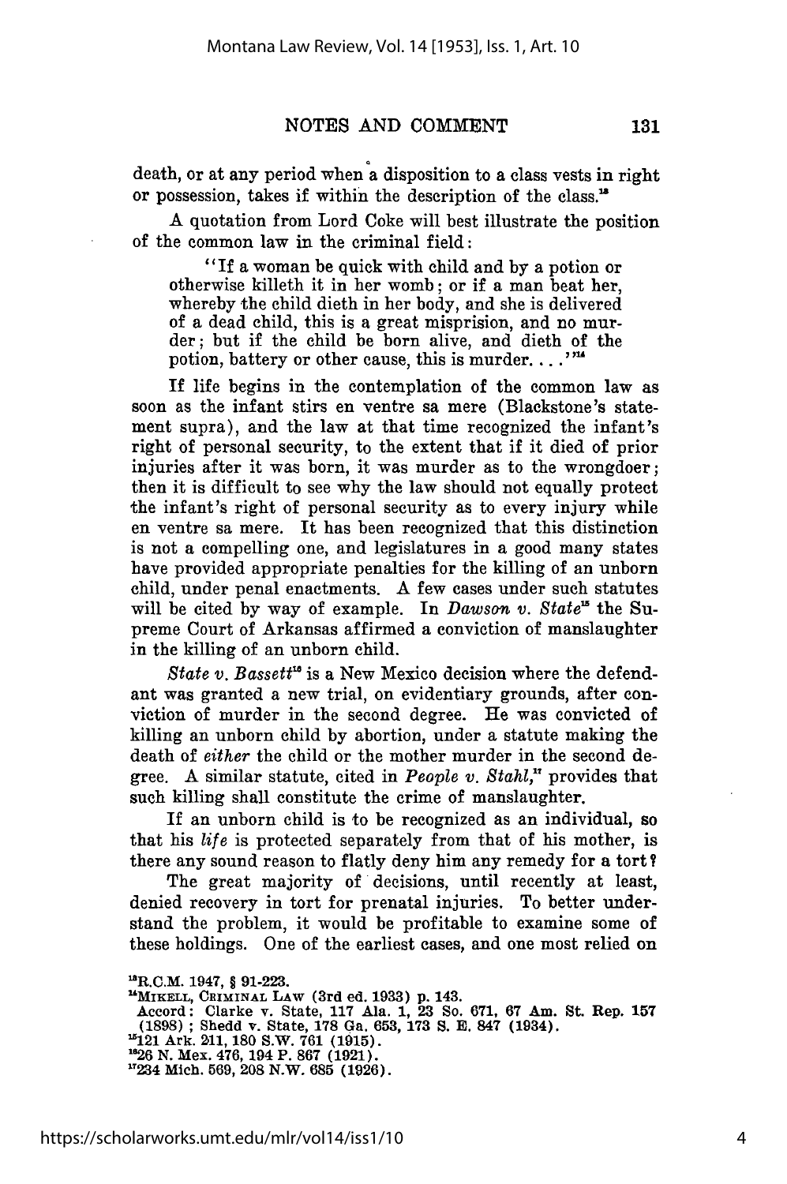death, or at any period when a disposition to a class vests in right or possession, takes if within the description of the class.[13]

A quotation from Lord Coke will best illustrate the position of the common law in the criminal field:

> "If a woman be quick with child and by a potion or otherwise killeth it in her womb; or if a man beat her, whereby the child dieth in her body, and she is delivered of a dead child, this is a great misprision, and no murder; but if the child be born alive, and dieth of the potion, battery or other cause, this is murder. . . ."[14]

If life begins in the contemplation of the common law as soon as the infant stirs en ventre sa mere (Blackstone's statement supra), and the law at that time recognized the infant's right of personal security, to the extent that if it died of prior injuries after it was born, it was murder as to the wrongdoer; then it is difficult to see why the law should not equally protect the infant's right of personal security as to every injury while en ventre sa mere. It has been recognized that this distinction is not a compelling one, and legislatures in a good many states have provided appropriate penalties for the killing of an unborn child, under penal enactments. A few cases under such statutes will be cited by way of example. In *Dawson v. State*[15] the Supreme Court of Arkansas affirmed a conviction of manslaughter in the killing of an unborn child.

*State v. Bassett*[16] is a New Mexico decision where the defendant was granted a new trial, on evidentiary grounds, after conviction of murder in the second degree. He was convicted of killing an unborn child by abortion, under a statute making the death of *either* the child or the mother murder in the second degree. A similar statute, cited in *People v. Stahl*,[17] provides that such killing shall constitute the crime of manslaughter.

If an unborn child is to be recognized as an individual, so that his *life* is protected separately from that of his mother, is there any sound reason to flatly deny him any remedy for a tort?

The great majority of decisions, until recently at least, denied recovery in tort for prenatal injuries. To better understand the problem, it would be profitable to examine some of these holdings. One of the earliest cases, and one most relied on

---

[13] R.C.M. 1947, § 91-223.

[14] MIKELL, CRIMINAL LAW (3rd ed. 1933) p. 143.
Accord: Clarke v. State, 117 Ala. 1, 23 So. 671, 67 Am. St. Rep. 157 (1898); Shedd v. State, 178 Ga. 653, 173 S. E. 847 (1934).

[15] 121 Ark. 211, 180 S.W. 761 (1915).

[16] 26 N. Mex. 476, 194 P. 867 (1921).

[17] 234 Mich. 569, 208 N.W. 685 (1926).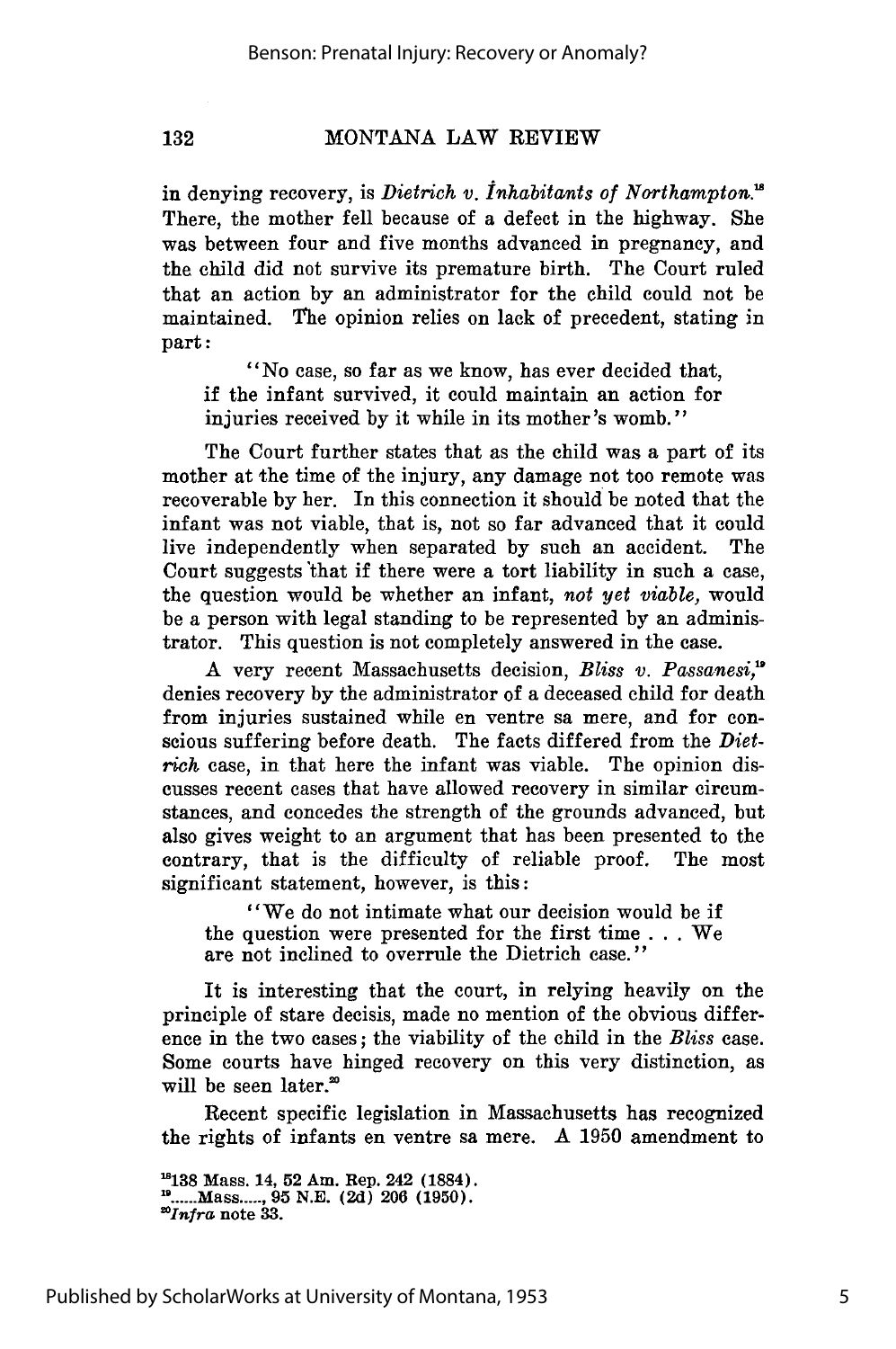in denying recovery, is *Dietrich v. Inhabitants of Northampton.*[18] There, the mother fell because of a defect in the highway. She was between four and five months advanced in pregnancy, and the child did not survive its premature birth. The Court ruled that an action by an administrator for the child could not be maintained. The opinion relies on lack of precedent, stating in part:

> "No case, so far as we know, has ever decided that, if the infant survived, it could maintain an action for injuries received by it while in its mother's womb."

The Court further states that as the child was a part of its mother at the time of the injury, any damage not too remote was recoverable by her. In this connection it should be noted that the infant was not viable, that is, not so far advanced that it could live independently when separated by such an accident. The Court suggests that if there were a tort liability in such a case, the question would be whether an infant, *not yet viable,* would be a person with legal standing to be represented by an administrator. This question is not completely answered in the case.

A very recent Massachusetts decision, *Bliss v. Passanesi,*[19] denies recovery by the administrator of a deceased child for death from injuries sustained while en ventre sa mere, and for conscious suffering before death. The facts differed from the *Dietrich* case, in that here the infant was viable. The opinion discusses recent cases that have allowed recovery in similar circumstances, and concedes the strength of the grounds advanced, but also gives weight to an argument that has been presented to the contrary, that is the difficulty of reliable proof. The most significant statement, however, is this:

> "We do not intimate what our decision would be if the question were presented for the first time . . . We are not inclined to overrule the Dietrich case."

It is interesting that the court, in relying heavily on the principle of stare decisis, made no mention of the obvious difference in the two cases; the viability of the child in the *Bliss* case. Some courts have hinged recovery on this very distinction, as will be seen later.[20]

Recent specific legislation in Massachusetts has recognized the rights of infants en ventre sa mere. A 1950 amendment to

[18] 138 Mass. 14, 52 Am. Rep. 242 (1884).
[19] ......Mass....., 95 N.E. (2d) 206 (1950).
[20] *Infra* note 33.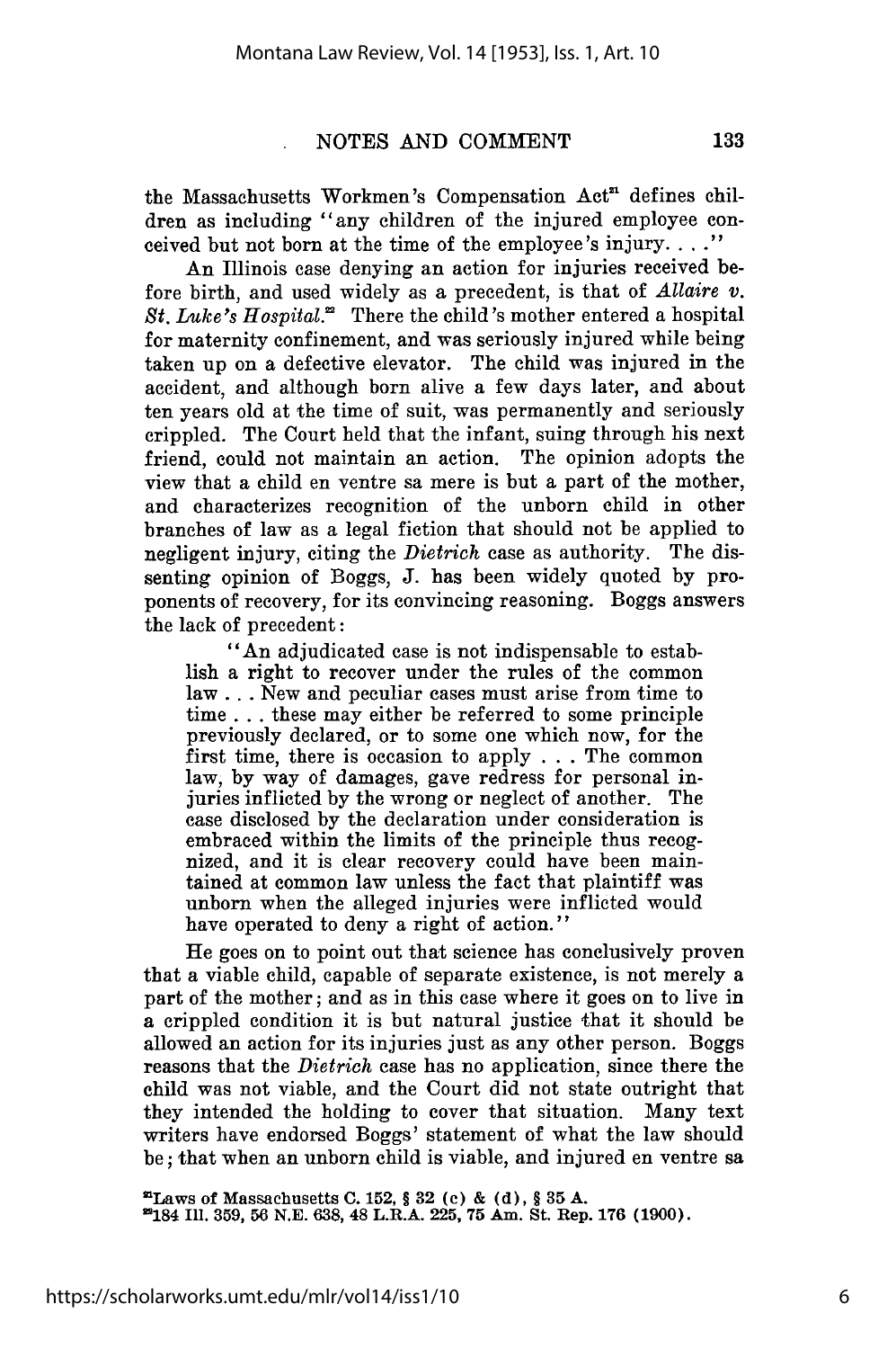the Massachusetts Workmen's Compensation Act[21] defines children as including "any children of the injured employee conceived but not born at the time of the employee's injury. . . ."

An Illinois case denying an action for injuries received before birth, and used widely as a precedent, is that of *Allaire v. St. Luke's Hospital.*[22] There the child's mother entered a hospital for maternity confinement, and was seriously injured while being taken up on a defective elevator. The child was injured in the accident, and although born alive a few days later, and about ten years old at the time of suit, was permanently and seriously crippled. The Court held that the infant, suing through his next friend, could not maintain an action. The opinion adopts the view that a child en ventre sa mere is but a part of the mother, and characterizes recognition of the unborn child in other branches of law as a legal fiction that should not be applied to negligent injury, citing the *Dietrich* case as authority. The dissenting opinion of Boggs, J. has been widely quoted by proponents of recovery, for its convincing reasoning. Boggs answers the lack of precedent:

> "An adjudicated case is not indispensable to establish a right to recover under the rules of the common law . . . New and peculiar cases must arise from time to time . . . these may either be referred to some principle previously declared, or to some one which now, for the first time, there is occasion to apply . . . The common law, by way of damages, gave redress for personal injuries inflicted by the wrong or neglect of another. The case disclosed by the declaration under consideration is embraced within the limits of the principle thus recognized, and it is clear recovery could have been maintained at common law unless the fact that plaintiff was unborn when the alleged injuries were inflicted would have operated to deny a right of action."

He goes on to point out that science has conclusively proven that a viable child, capable of separate existence, is not merely a part of the mother; and as in this case where it goes on to live in a crippled condition it is but natural justice that it should be allowed an action for its injuries just as any other person. Boggs reasons that the *Dietrich* case has no application, since there the child was not viable, and the Court did not state outright that they intended the holding to cover that situation. Many text writers have endorsed Boggs' statement of what the law should be; that when an unborn child is viable, and injured en ventre sa

[21]Laws of Massachusetts C. 152, § 32 (c) & (d), § 35 A.

[22]184 Ill. 359, 56 N.E. 638, 48 L.R.A. 225, 75 Am. St. Rep. 176 (1900).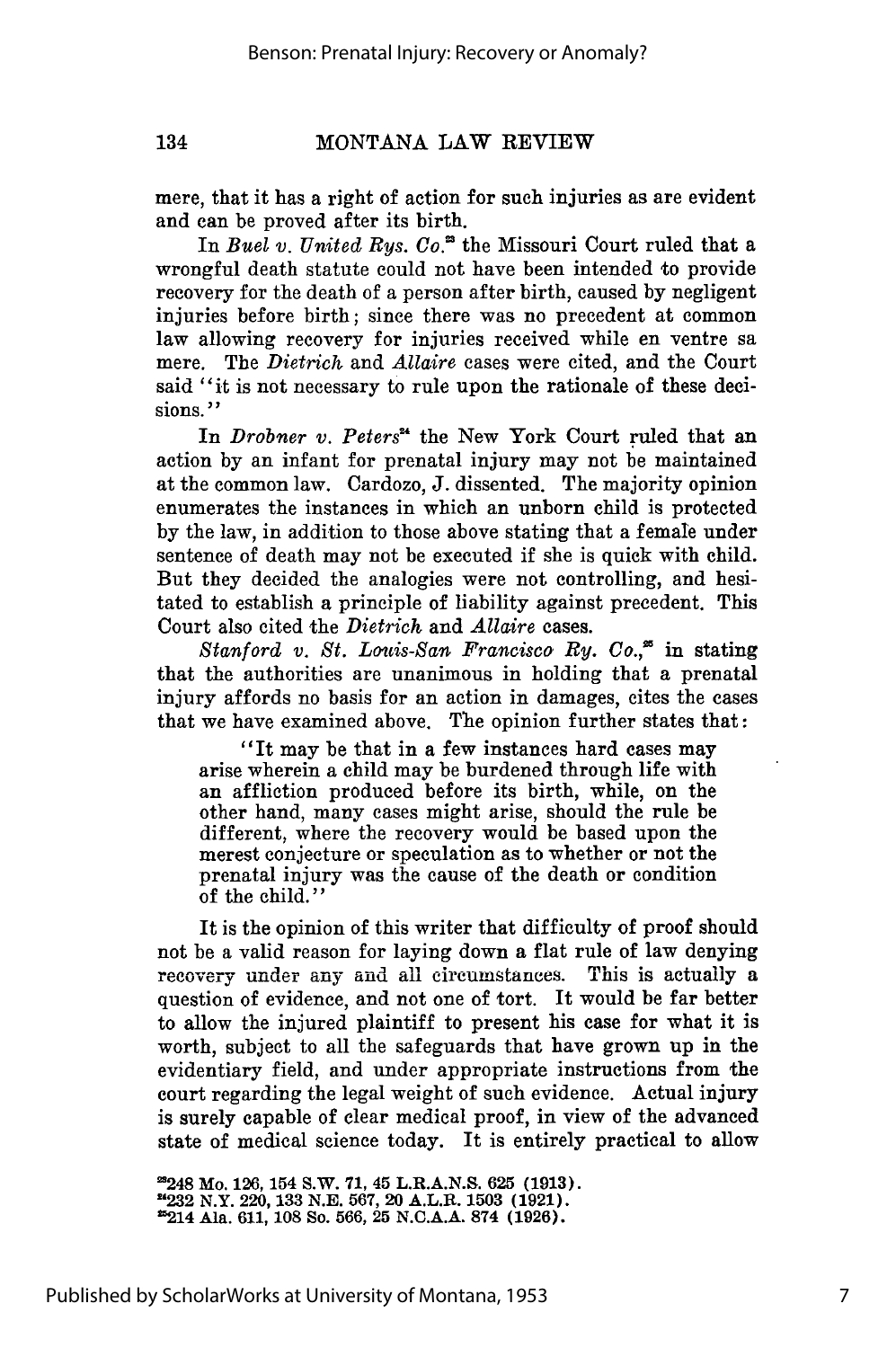mere, that it has a right of action for such injuries as are evident and can be proved after its birth.

In *Buel v. United Rys. Co.*[23] the Missouri Court ruled that a wrongful death statute could not have been intended to provide recovery for the death of a person after birth, caused by negligent injuries before birth; since there was no precedent at common law allowing recovery for injuries received while en ventre sa mere. The *Dietrich* and *Allaire* cases were cited, and the Court said "it is not necessary to rule upon the rationale of these decisions."

In *Drobner v. Peters*[24] the New York Court ruled that an action by an infant for prenatal injury may not be maintained at the common law. Cardozo, J. dissented. The majority opinion enumerates the instances in which an unborn child is protected by the law, in addition to those above stating that a female under sentence of death may not be executed if she is quick with child. But they decided the analogies were not controlling, and hesitated to establish a principle of liability against precedent. This Court also cited the *Dietrich* and *Allaire* cases.

*Stanford v. St. Louis-San Francisco Ry. Co.*,[25] in stating that the authorities are unanimous in holding that a prenatal injury affords no basis for an action in damages, cites the cases that we have examined above. The opinion further states that:

> "It may be that in a few instances hard cases may arise wherein a child may be burdened through life with an affliction produced before its birth, while, on the other hand, many cases might arise, should the rule be different, where the recovery would be based upon the merest conjecture or speculation as to whether or not the prenatal injury was the cause of the death or condition of the child."

It is the opinion of this writer that difficulty of proof should not be a valid reason for laying down a flat rule of law denying recovery under any and all circumstances. This is actually a question of evidence, and not one of tort. It would be far better to allow the injured plaintiff to present his case for what it is worth, subject to all the safeguards that have grown up in the evidentiary field, and under appropriate instructions from the court regarding the legal weight of such evidence. Actual injury is surely capable of clear medical proof, in view of the advanced state of medical science today. It is entirely practical to allow

[23]248 Mo. 126, 154 S.W. 71, 45 L.R.A.N.S. 625 (1913).
[24]232 N.Y. 220, 133 N.E. 567, 20 A.L.R. 1503 (1921).
[25]214 Ala. 611, 108 So. 566, 25 N.C.A.A. 874 (1926).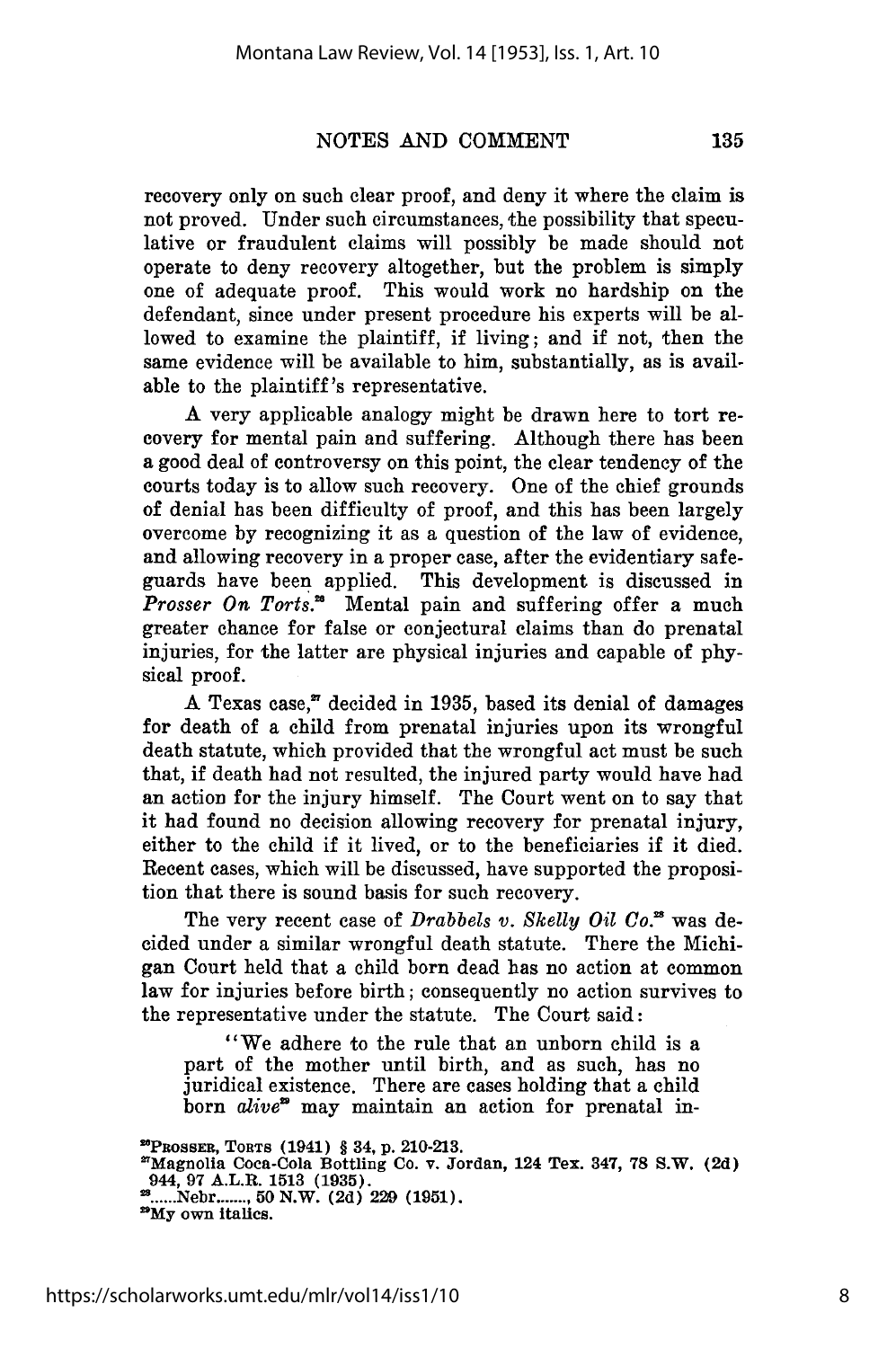recovery only on such clear proof, and deny it where the claim is not proved. Under such circumstances, the possibility that speculative or fraudulent claims will possibly be made should not operate to deny recovery altogether, but the problem is simply one of adequate proof. This would work no hardship on the defendant, since under present procedure his experts will be allowed to examine the plaintiff, if living; and if not, then the same evidence will be available to him, substantially, as is available to the plaintiff's representative.

A very applicable analogy might be drawn here to tort recovery for mental pain and suffering. Although there has been a good deal of controversy on this point, the clear tendency of the courts today is to allow such recovery. One of the chief grounds of denial has been difficulty of proof, and this has been largely overcome by recognizing it as a question of the law of evidence, and allowing recovery in a proper case, after the evidentiary safeguards have been applied. This development is discussed in *Prosser On Torts.*[26] Mental pain and suffering offer a much greater chance for false or conjectural claims than do prenatal injuries, for the latter are physical injuries and capable of physical proof.

A Texas case,[27] decided in 1935, based its denial of damages for death of a child from prenatal injuries upon its wrongful death statute, which provided that the wrongful act must be such that, if death had not resulted, the injured party would have had an action for the injury himself. The Court went on to say that it had found no decision allowing recovery for prenatal injury, either to the child if it lived, or to the beneficiaries if it died. Recent cases, which will be discussed, have supported the proposition that there is sound basis for such recovery.

The very recent case of *Drabbels v. Skelly Oil Co.*[28] was decided under a similar wrongful death statute. There the Michigan Court held that a child born dead has no action at common law for injuries before birth; consequently no action survives to the representative under the statute. The Court said:

> "We adhere to the rule that an unborn child is a part of the mother until birth, and as such, has no juridical existence. There are cases holding that a child born *alive*[29] may maintain an action for prenatal in-

---

[26] PROSSER, TORTS (1941) § 34, p. 210-213.

[27] Magnolia Coca-Cola Bottling Co. v. Jordan, 124 Tex. 347, 78 S.W. (2d) 944, 97 A.L.R. 1513 (1935).

[28] ......Nebr......., 50 N.W. (2d) 229 (1951).

[29] My own italics.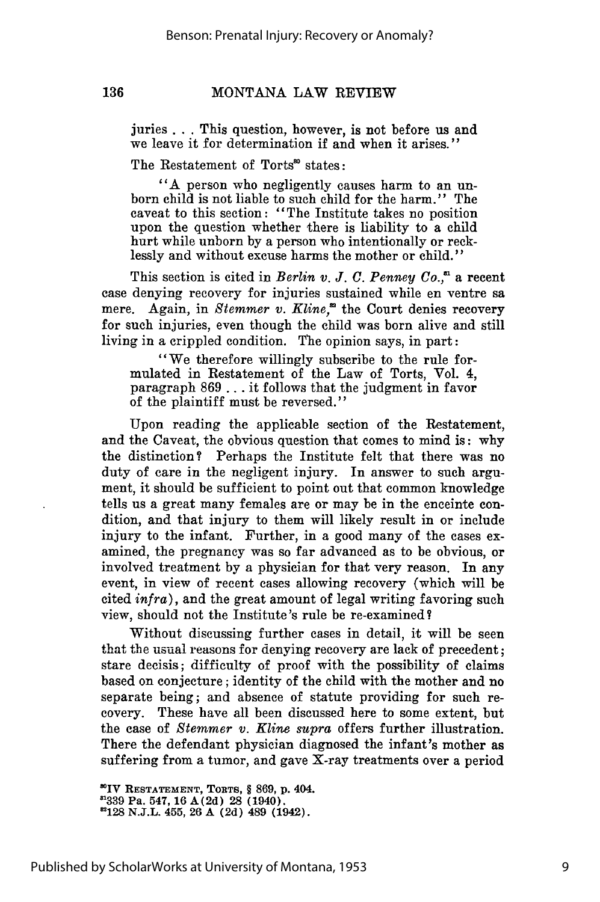juries . . . This question, however, is not before us and we leave it for determination if and when it arises."

The Restatement of Torts[80] states:

> "A person who negligently causes harm to an unborn child is not liable to such child for the harm." The caveat to this section: "The Institute takes no position upon the question whether there is liability to a child hurt while unborn by a person who intentionally or recklessly and without excuse harms the mother or child."

This section is cited in *Berlin v. J. C. Penney Co.*,[81] a recent case denying recovery for injuries sustained while en ventre sa mere. Again, in *Stemmer v. Kline*,[82] the Court denies recovery for such injuries, even though the child was born alive and still living in a crippled condition. The opinion says, in part:

> "We therefore willingly subscribe to the rule formulated in Restatement of the Law of Torts, Vol. 4, paragraph 869 . . . it follows that the judgment in favor of the plaintiff must be reversed."

Upon reading the applicable section of the Restatement, and the Caveat, the obvious question that comes to mind is: why the distinction? Perhaps the Institute felt that there was no duty of care in the negligent injury. In answer to such argument, it should be sufficient to point out that common knowledge tells us a great many females are or may be in the enceinte condition, and that injury to them will likely result in or include injury to the infant. Further, in a good many of the cases examined, the pregnancy was so far advanced as to be obvious, or involved treatment by a physician for that very reason. In any event, in view of recent cases allowing recovery (which will be cited *infra*), and the great amount of legal writing favoring such view, should not the Institute's rule be re-examined?

Without discussing further cases in detail, it will be seen that the usual reasons for denying recovery are lack of precedent; stare decisis; difficulty of proof with the possibility of claims based on conjecture; identity of the child with the mother and no separate being; and absence of statute providing for such recovery. These have all been discussed here to some extent, but the case of *Stemmer v. Kline supra* offers further illustration. There the defendant physician diagnosed the infant's mother as suffering from a tumor, and gave X-ray treatments over a period

[80] IV RESTATEMENT, TORTS, § 869, p. 404.
[81] 339 Pa. 547, 16 A(2d) 28 (1940).
[82] 128 N.J.L. 455, 26 A (2d) 489 (1942).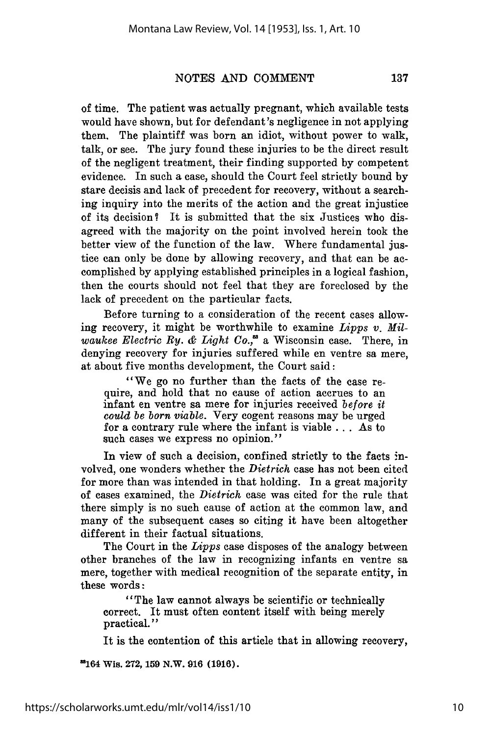of time. The patient was actually pregnant, which available tests would have shown, but for defendant's negligence in not applying them. The plaintiff was born an idiot, without power to walk, talk, or see. The jury found these injuries to be the direct result of the negligent treatment, their finding supported by competent evidence. In such a case, should the Court feel strictly bound by stare decisis and lack of precedent for recovery, without a searching inquiry into the merits of the action and the great injustice of its decision? It is submitted that the six Justices who disagreed with the majority on the point involved herein took the better view of the function of the law. Where fundamental justice can only be done by allowing recovery, and that can be accomplished by applying established principles in a logical fashion, then the courts should not feel that they are foreclosed by the lack of precedent on the particular facts.

Before turning to a consideration of the recent cases allowing recovery, it might be worthwhile to examine *Lipps v. Milwaukee Electric Ry. & Light Co.*,[33] a Wisconsin case. There, in denying recovery for injuries suffered while en ventre sa mere, at about five months development, the Court said:

> "We go no further than the facts of the case require, and hold that no cause of action accrues to an infant en ventre sa mere for injuries received *before it could be born viable*. Very cogent reasons may be urged for a contrary rule where the infant is viable . . . As to such cases we express no opinion."

In view of such a decision, confined strictly to the facts involved, one wonders whether the *Dietrich* case has not been cited for more than was intended in that holding. In a great majority of cases examined, the *Dietrich* case was cited for the rule that there simply is no such cause of action at the common law, and many of the subsequent cases so citing it have been altogether different in their factual situations.

The Court in the *Lipps* case disposes of the analogy between other branches of the law in recognizing infants en ventre sa mere, together with medical recognition of the separate entity, in these words:

> "The law cannot always be scientific or technically correct. It must often content itself with being merely practical."

It is the contention of this article that in allowing recovery,

[33] 164 Wis. 272, 159 N.W. 916 (1916).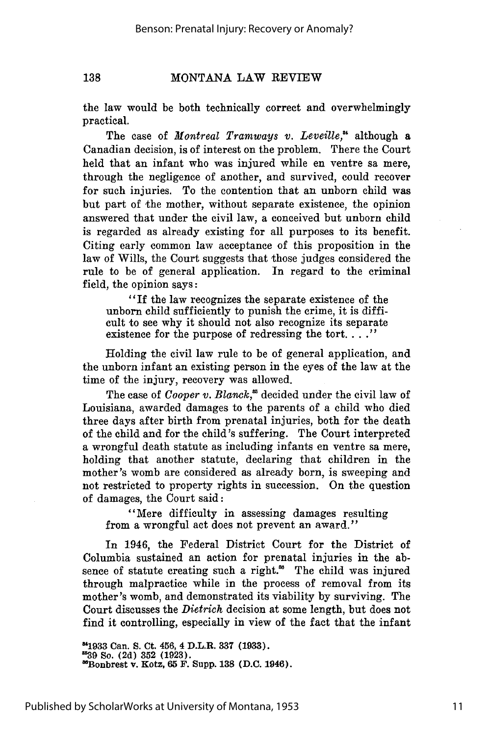the law would be both technically correct and overwhelmingly practical.

The case of *Montreal Tramways v. Leveille*,[84] although a Canadian decision, is of interest on the problem. There the Court held that an infant who was injured while en ventre sa mere, through the negligence of another, and survived, could recover for such injuries. To the contention that an unborn child was but part of the mother, without separate existence, the opinion answered that under the civil law, a conceived but unborn child is regarded as already existing for all purposes to its benefit. Citing early common law acceptance of this proposition in the law of Wills, the Court suggests that those judges considered the rule to be of general application. In regard to the criminal field, the opinion says:

> "If the law recognizes the separate existence of the unborn child sufficiently to punish the crime, it is difficult to see why it should not also recognize its separate existence for the purpose of redressing the tort. . . ."

Holding the civil law rule to be of general application, and the unborn infant an existing person in the eyes of the law at the time of the injury, recovery was allowed.

The case of *Cooper v. Blanck*,[85] decided under the civil law of Louisiana, awarded damages to the parents of a child who died three days after birth from prenatal injuries, both for the death of the child and for the child's suffering. The Court interpreted a wrongful death statute as including infants en ventre sa mere, holding that another statute, declaring that children in the mother's womb are considered as already born, is sweeping and not restricted to property rights in succession. On the question of damages, the Court said:

> "Mere difficulty in assessing damages resulting from a wrongful act does not prevent an award."

In 1946, the Federal District Court for the District of Columbia sustained an action for prenatal injuries in the absence of statute creating such a right.[86] The child was injured through malpractice while in the process of removal from its mother's womb, and demonstrated its viability by surviving. The Court discusses the *Dietrich* decision at some length, but does not find it controlling, especially in view of the fact that the infant

[84] 1933 Can. S. Ct. 456, 4 D.L.R. 337 (1933).

[85] 39 So. (2d) 352 (1923).

[86] Bonbrest v. Kotz, 65 F. Supp. 138 (D.C. 1946).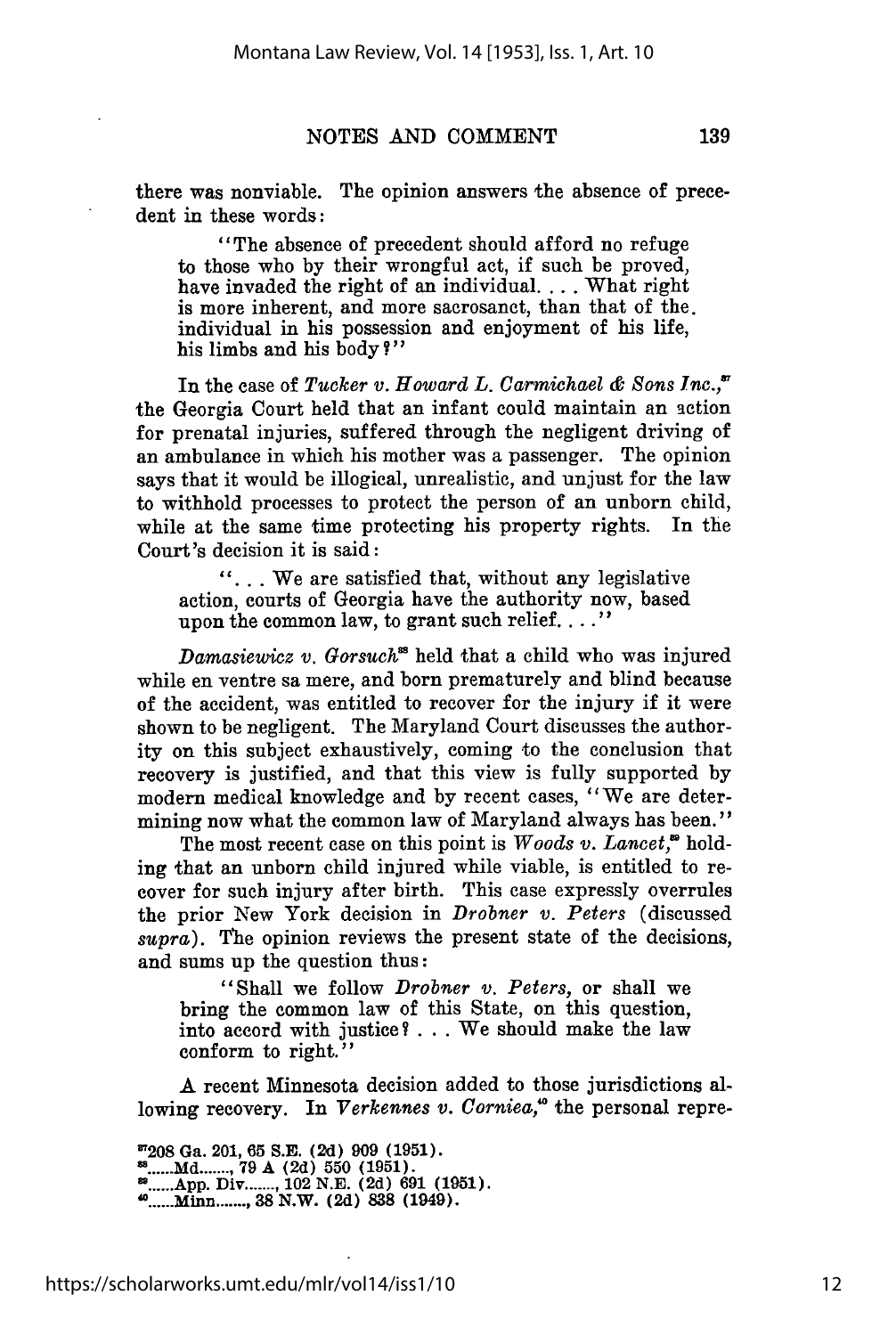there was nonviable. The opinion answers the absence of precedent in these words:

> "The absence of precedent should afford no refuge to those who by their wrongful act, if such be proved, have invaded the right of an individual. . . . What right is more inherent, and more sacrosanct, than that of the individual in his possession and enjoyment of his life, his limbs and his body?"

In the case of *Tucker v. Howard L. Carmichael & Sons Inc.*,[37] the Georgia Court held that an infant could maintain an action for prenatal injuries, suffered through the negligent driving of an ambulance in which his mother was a passenger. The opinion says that it would be illogical, unrealistic, and unjust for the law to withhold processes to protect the person of an unborn child, while at the same time protecting his property rights. In the Court's decision it is said:

> ". . . We are satisfied that, without any legislative action, courts of Georgia have the authority now, based upon the common law, to grant such relief. . . ."

*Damasiewicz v. Gorsuch*[38] held that a child who was injured while en ventre sa mere, and born prematurely and blind because of the accident, was entitled to recover for the injury if it were shown to be negligent. The Maryland Court discusses the authority on this subject exhaustively, coming to the conclusion that recovery is justified, and that this view is fully supported by modern medical knowledge and by recent cases, "We are determining now what the common law of Maryland always has been."

The most recent case on this point is *Woods v. Lancet*,[39] holding that an unborn child injured while viable, is entitled to recover for such injury after birth. This case expressly overrules the prior New York decision in *Drobner v. Peters* (discussed *supra*). The opinion reviews the present state of the decisions, and sums up the question thus:

> "Shall we follow *Drobner v. Peters*, or shall we bring the common law of this State, on this question, into accord with justice? . . . We should make the law conform to right."

A recent Minnesota decision added to those jurisdictions allowing recovery. In *Verkennes v. Corniea*,[40] the personal repre-

---

[37] 208 Ga. 201, 65 S.E. (2d) 909 (1951).

[38] ......Md......., 79 A (2d) 550 (1951).

[39] ......App. Div......., 102 N.E. (2d) 691 (1951).

[40] ......Minn......., 38 N.W. (2d) 838 (1949).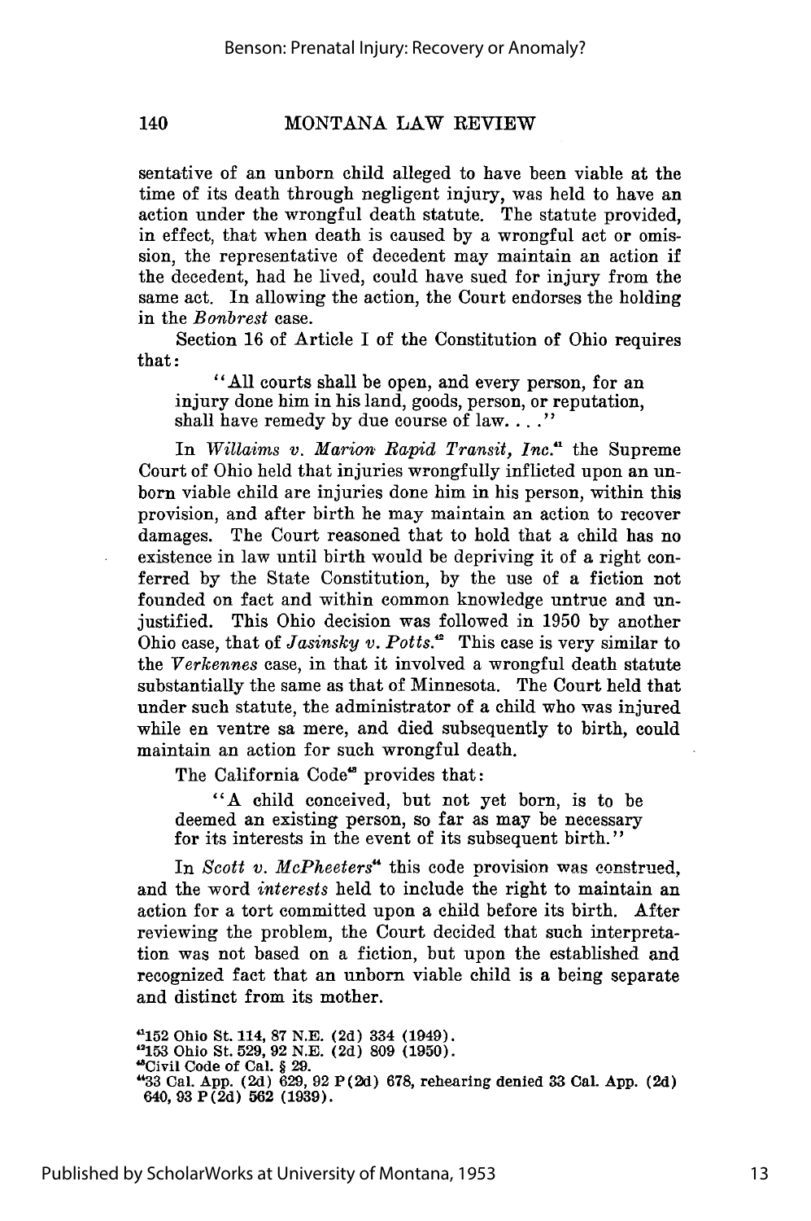sentative of an unborn child alleged to have been viable at the time of its death through negligent injury, was held to have an action under the wrongful death statute. The statute provided, in effect, that when death is caused by a wrongful act or omission, the representative of decedent may maintain an action if the decedent, had he lived, could have sued for injury from the same act. In allowing the action, the Court endorses the holding in the *Bonbrest* case.

Section 16 of Article I of the Constitution of Ohio requires that:

> "All courts shall be open, and every person, for an injury done him in his land, goods, person, or reputation, shall have remedy by due course of law. . . ."

In *Willaims v. Marion Rapid Transit, Inc.*[41] the Supreme Court of Ohio held that injuries wrongfully inflicted upon an unborn viable child are injuries done him in his person, within this provision, and after birth he may maintain an action to recover damages. The Court reasoned that to hold that a child has no existence in law until birth would be depriving it of a right conferred by the State Constitution, by the use of a fiction not founded on fact and within common knowledge untrue and unjustified. This Ohio decision was followed in 1950 by another Ohio case, that of *Jasinsky v. Potts.*[42] This case is very similar to the *Verkennes* case, in that it involved a wrongful death statute substantially the same as that of Minnesota. The Court held that under such statute, the administrator of a child who was injured while en ventre sa mere, and died subsequently to birth, could maintain an action for such wrongful death.

The California Code[43] provides that:

> "A child conceived, but not yet born, is to be deemed an existing person, so far as may be necessary for its interests in the event of its subsequent birth."

In *Scott v. McPheeters*[44] this code provision was construed, and the word *interests* held to include the right to maintain an action for a tort committed upon a child before its birth. After reviewing the problem, the Court decided that such interpretation was not based on a fiction, but upon the established and recognized fact that an unborn viable child is a being separate and distinct from its mother.

---

[41]152 Ohio St. 114, 87 N.E. (2d) 334 (1949).

[42]153 Ohio St. 529, 92 N.E. (2d) 809 (1950).

[43]Civil Code of Cal. § 29.

[44]33 Cal. App. (2d) 629, 92 P(2d) 678, rehearing denied 33 Cal. App. (2d) 640, 93 P(2d) 562 (1939).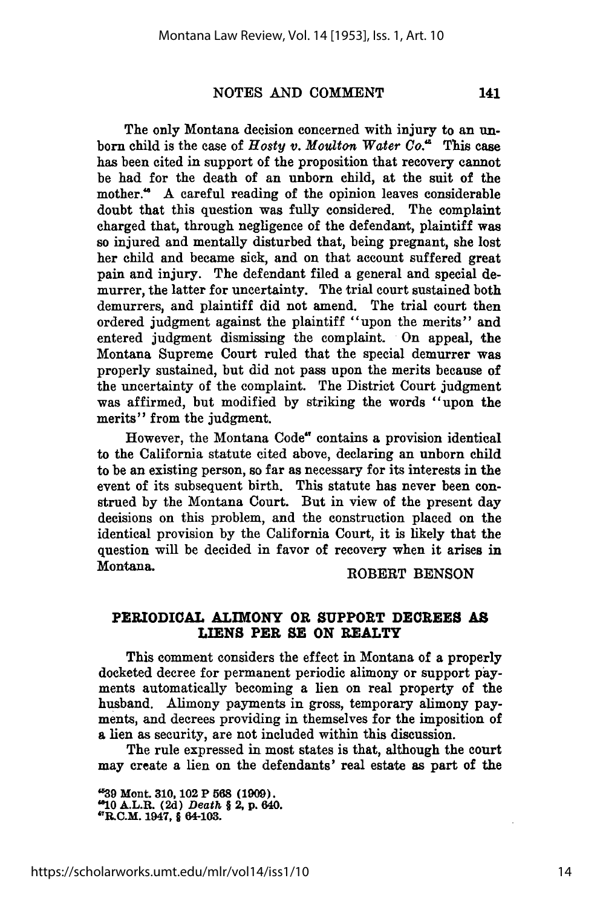The only Montana decision concerned with injury to an unborn child is the case of *Hosty v. Moulton Water Co.*[45] This case has been cited in support of the proposition that recovery cannot be had for the death of an unborn child, at the suit of the mother.[46] A careful reading of the opinion leaves considerable doubt that this question was fully considered. The complaint charged that, through negligence of the defendant, plaintiff was so injured and mentally disturbed that, being pregnant, she lost her child and became sick, and on that account suffered great pain and injury. The defendant filed a general and special demurrer, the latter for uncertainty. The trial court sustained both demurrers, and plaintiff did not amend. The trial court then ordered judgment against the plaintiff "upon the merits" and entered judgment dismissing the complaint. On appeal, the Montana Supreme Court ruled that the special demurrer was properly sustained, but did not pass upon the merits because of the uncertainty of the complaint. The District Court judgment was affirmed, but modified by striking the words "upon the merits" from the judgment.

However, the Montana Code[47] contains a provision identical to the California statute cited above, declaring an unborn child to be an existing person, so far as necessary for its interests in the event of its subsequent birth. This statute has never been construed by the Montana Court. But in view of the present day decisions on this problem, and the construction placed on the identical provision by the California Court, it is likely that the question will be decided in favor of recovery when it arises in Montana.

ROBERT BENSON

## PERIODICAL ALIMONY OR SUPPORT DECREES AS LIENS PER SE ON REALTY

This comment considers the effect in Montana of a properly docketed decree for permanent periodic alimony or support payments automatically becoming a lien on real property of the husband. Alimony payments in gross, temporary alimony payments, and decrees providing in themselves for the imposition of a lien as security, are not included within this discussion.

The rule expressed in most states is that, although the court may create a lien on the defendants' real estate as part of the

[45]39 Mont. 310, 102 P 568 (1909).
[46]10 A.L.R. (2d) *Death* § 2, p. 640.
[47]R.C.M. 1947, § 64-103.